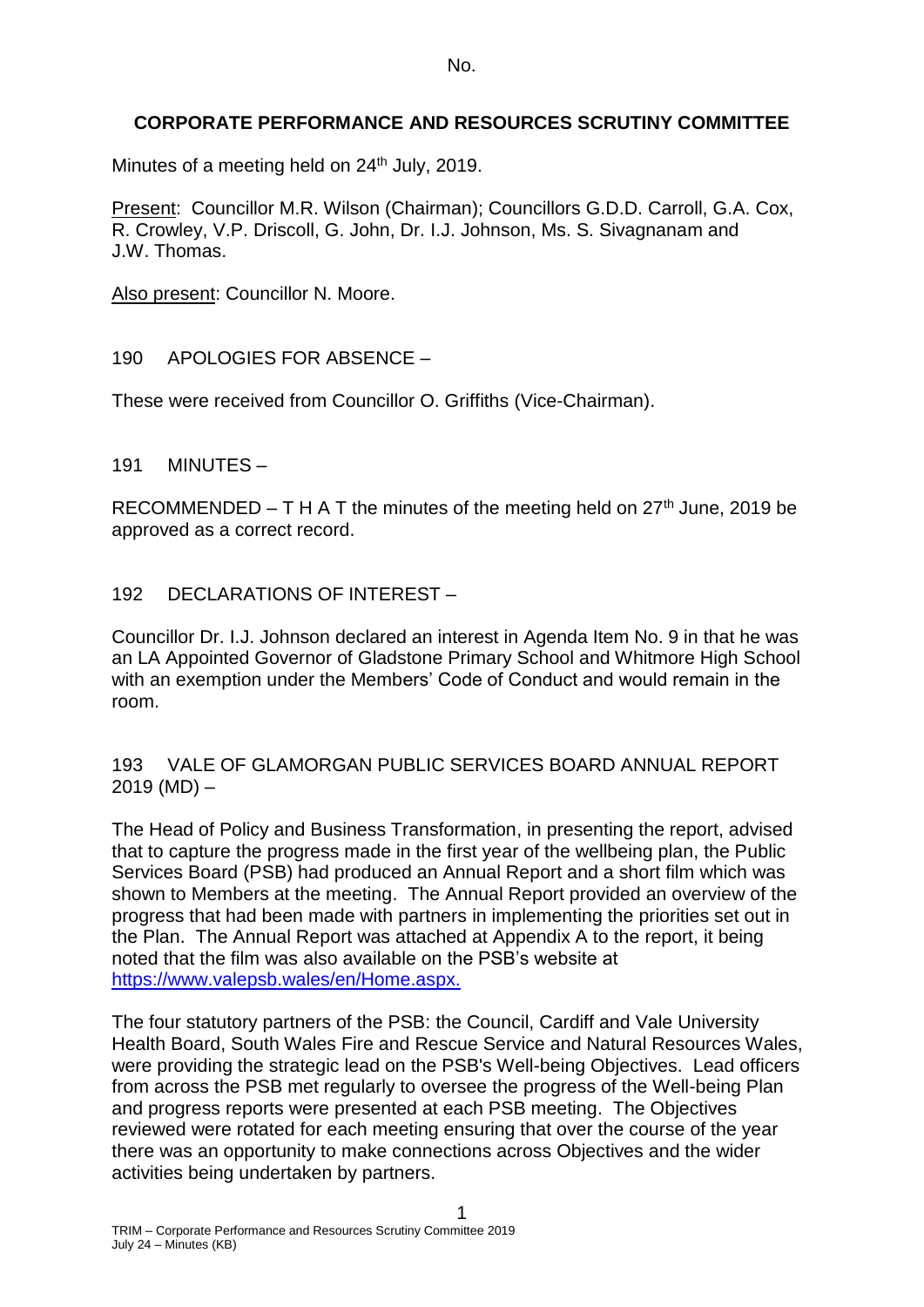No.

# CORPORATE PERFORMANCE AND RESOURCES SCRUTINY COMMITTEE

Minutes of a meeting held on 24th July, 2019.

Present: Councillor M.R. Wilson (Chairman); Councillors G.D.D. Carroll, G.A. Cox, R. Crowley, V.P. Driscoll, G. John, Dr. I.J. Johnson, Ms. S. Sivagnanam and J.W. Thomas.

Also present: Councillor N. Moore.

## 190 APOLOGIES FOR ABSENCE –

These were received from Councillor O. Griffiths (Vice-Chairman).

## 191 MINUTES –

RECOMMENDED – T H A T the minutes of the meeting held on 27th June, 2019 be approved as a correct record.

## 192 DECLARATIONS OF INTEREST –

Councillor Dr. I.J. Johnson declared an interest in Agenda Item No. 9 in that he was an LA Appointed Governor of Gladstone Primary School and Whitmore High School with an exemption under the Members' Code of Conduct and would remain in the room.

## 193 VALE OF GLAMORGAN PUBLIC SERVICES BOARD ANNUAL REPORT 2019 (MD) –

The Head of Policy and Business Transformation, in presenting the report, advised that to capture the progress made in the first year of the wellbeing plan, the Public Services Board (PSB) had produced an Annual Report and a short film which was shown to Members at the meeting. The Annual Report provided an overview of the progress that had been made with partners in implementing the priorities set out in the Plan. The Annual Report was attached at Appendix A to the report, it being noted that the film was also available on the PSB's website at https://www.valepsb.wales/en/Home.aspx.

The four statutory partners of the PSB: the Council, Cardiff and Vale University Health Board, South Wales Fire and Rescue Service and Natural Resources Wales, were providing the strategic lead on the PSB's Well-being Objectives. Lead officers from across the PSB met regularly to oversee the progress of the Well-being Plan and progress reports were presented at each PSB meeting. The Objectives reviewed were rotated for each meeting ensuring that over the course of the year there was an opportunity to make connections across Objectives and the wider activities being undertaken by partners.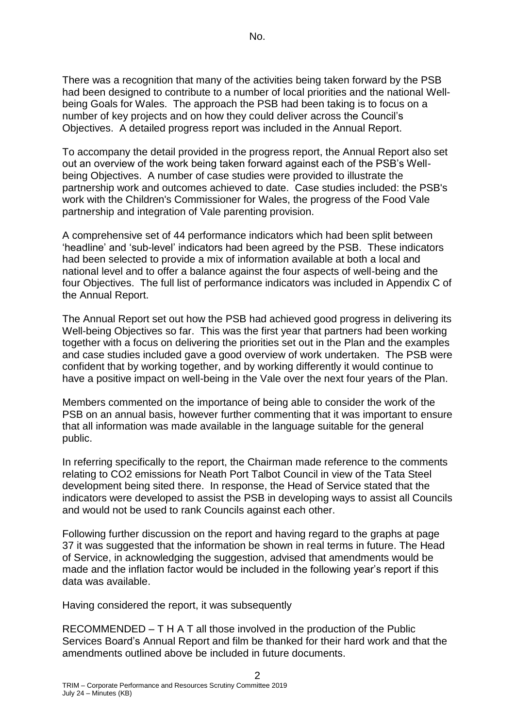There was a recognition that many of the activities being taken forward by the PSB had been designed to contribute to a number of local priorities and the national Well-being Goals for Wales. The approach the PSB had been taking is to focus on a number of key projects and on how they could deliver across the Council's Objectives. A detailed progress report was included in the Annual Report.

To accompany the detail provided in the progress report, the Annual Report also set out an overview of the work being taken forward against each of the PSB's Well-being Objectives. A number of case studies were provided to illustrate the partnership work and outcomes achieved to date. Case studies included: the PSB's work with the Children's Commissioner for Wales, the progress of the Food Vale partnership and integration of Vale parenting provision.

A comprehensive set of 44 performance indicators which had been split between 'headline' and 'sub-level' indicators had been agreed by the PSB. These indicators had been selected to provide a mix of information available at both a local and national level and to offer a balance against the four aspects of well-being and the four Objectives. The full list of performance indicators was included in Appendix C of the Annual Report.

The Annual Report set out how the PSB had achieved good progress in delivering its Well-being Objectives so far. This was the first year that partners had been working together with a focus on delivering the priorities set out in the Plan and the examples and case studies included gave a good overview of work undertaken. The PSB were confident that by working together, and by working differently it would continue to have a positive impact on well-being in the Vale over the next four years of the Plan.

Members commented on the importance of being able to consider the work of the PSB on an annual basis, however further commenting that it was important to ensure that all information was made available in the language suitable for the general public.

In referring specifically to the report, the Chairman made reference to the comments relating to $CO_2$ emissions for Neath Port Talbot Council in view of the Tata Steel development being sited there. In response, the Head of Service stated that the indicators were developed to assist the PSB in developing ways to assist all Councils and would not be used to rank Councils against each other.

Following further discussion on the report and having regard to the graphs at page 37 it was suggested that the information be shown in real terms in future. The Head of Service, in acknowledging the suggestion, advised that amendments would be made and the inflation factor would be included in the following year's report if this data was available.

Having considered the report, it was subsequently

RECOMMENDED – T H A T all those involved in the production of the Public Services Board's Annual Report and film be thanked for their hard work and that the amendments outlined above be included in future documents.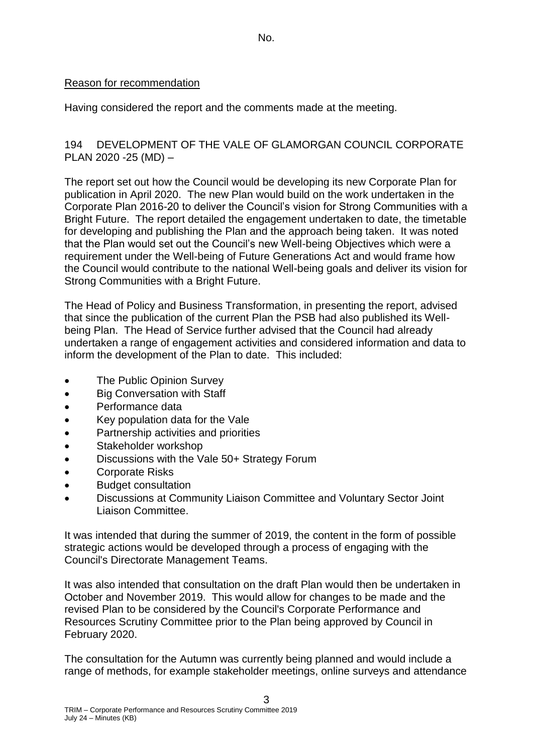No.

Reason for recommendation

Having considered the report and the comments made at the meeting.

194 DEVELOPMENT OF THE VALE OF GLAMORGAN COUNCIL CORPORATE PLAN 2020 -25 (MD) –

The report set out how the Council would be developing its new Corporate Plan for publication in April 2020. The new Plan would build on the work undertaken in the Corporate Plan 2016-20 to deliver the Council's vision for Strong Communities with a Bright Future. The report detailed the engagement undertaken to date, the timetable for developing and publishing the Plan and the approach being taken. It was noted that the Plan would set out the Council's new Well-being Objectives which were a requirement under the Well-being of Future Generations Act and would frame how the Council would contribute to the national Well-being goals and deliver its vision for Strong Communities with a Bright Future.

The Head of Policy and Business Transformation, in presenting the report, advised that since the publication of the current Plan the PSB had also published its Well-being Plan. The Head of Service further advised that the Council had already undertaken a range of engagement activities and considered information and data to inform the development of the Plan to date. This included:

- The Public Opinion Survey
- Big Conversation with Staff
- Performance data
- Key population data for the Vale
- Partnership activities and priorities
- Stakeholder workshop
- Discussions with the Vale 50+ Strategy Forum
- Corporate Risks
- Budget consultation
- Discussions at Community Liaison Committee and Voluntary Sector Joint Liaison Committee.

It was intended that during the summer of 2019, the content in the form of possible strategic actions would be developed through a process of engaging with the Council's Directorate Management Teams.

It was also intended that consultation on the draft Plan would then be undertaken in October and November 2019. This would allow for changes to be made and the revised Plan to be considered by the Council's Corporate Performance and Resources Scrutiny Committee prior to the Plan being approved by Council in February 2020.

The consultation for the Autumn was currently being planned and would include a range of methods, for example stakeholder meetings, online surveys and attendance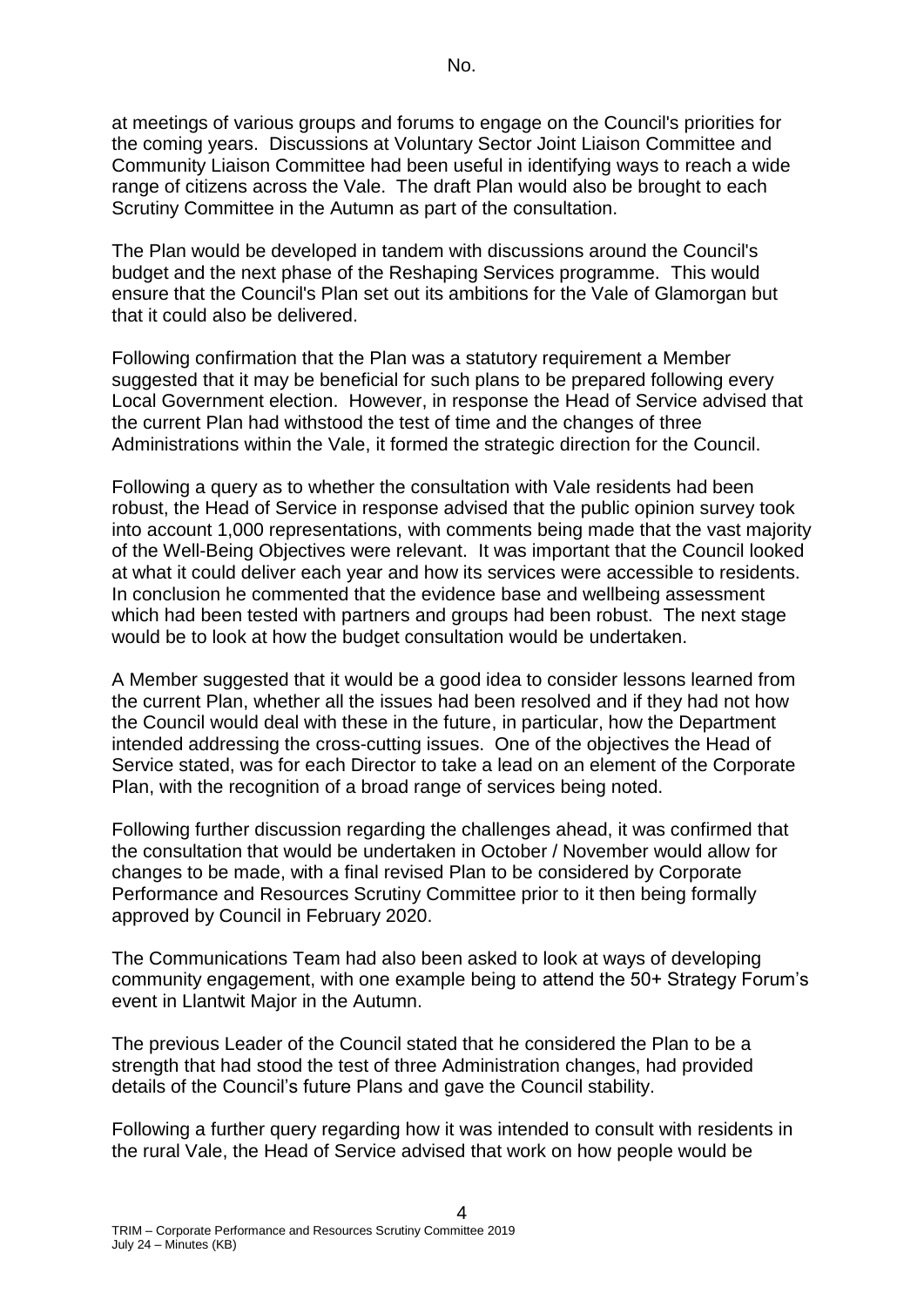at meetings of various groups and forums to engage on the Council's priorities for the coming years. Discussions at Voluntary Sector Joint Liaison Committee and Community Liaison Committee had been useful in identifying ways to reach a wide range of citizens across the Vale. The draft Plan would also be brought to each Scrutiny Committee in the Autumn as part of the consultation.

The Plan would be developed in tandem with discussions around the Council's budget and the next phase of the Reshaping Services programme. This would ensure that the Council's Plan set out its ambitions for the Vale of Glamorgan but that it could also be delivered.

Following confirmation that the Plan was a statutory requirement a Member suggested that it may be beneficial for such plans to be prepared following every Local Government election. However, in response the Head of Service advised that the current Plan had withstood the test of time and the changes of three Administrations within the Vale, it formed the strategic direction for the Council.

Following a query as to whether the consultation with Vale residents had been robust, the Head of Service in response advised that the public opinion survey took into account 1,000 representations, with comments being made that the vast majority of the Well-Being Objectives were relevant. It was important that the Council looked at what it could deliver each year and how its services were accessible to residents. In conclusion he commented that the evidence base and wellbeing assessment which had been tested with partners and groups had been robust. The next stage would be to look at how the budget consultation would be undertaken.

A Member suggested that it would be a good idea to consider lessons learned from the current Plan, whether all the issues had been resolved and if they had not how the Council would deal with these in the future, in particular, how the Department intended addressing the cross-cutting issues. One of the objectives the Head of Service stated, was for each Director to take a lead on an element of the Corporate Plan, with the recognition of a broad range of services being noted.

Following further discussion regarding the challenges ahead, it was confirmed that the consultation that would be undertaken in October / November would allow for changes to be made, with a final revised Plan to be considered by Corporate Performance and Resources Scrutiny Committee prior to it then being formally approved by Council in February 2020.

The Communications Team had also been asked to look at ways of developing community engagement, with one example being to attend the 50+ Strategy Forum's event in Llantwit Major in the Autumn.

The previous Leader of the Council stated that he considered the Plan to be a strength that had stood the test of three Administration changes, had provided details of the Council's future Plans and gave the Council stability.

Following a further query regarding how it was intended to consult with residents in the rural Vale, the Head of Service advised that work on how people would be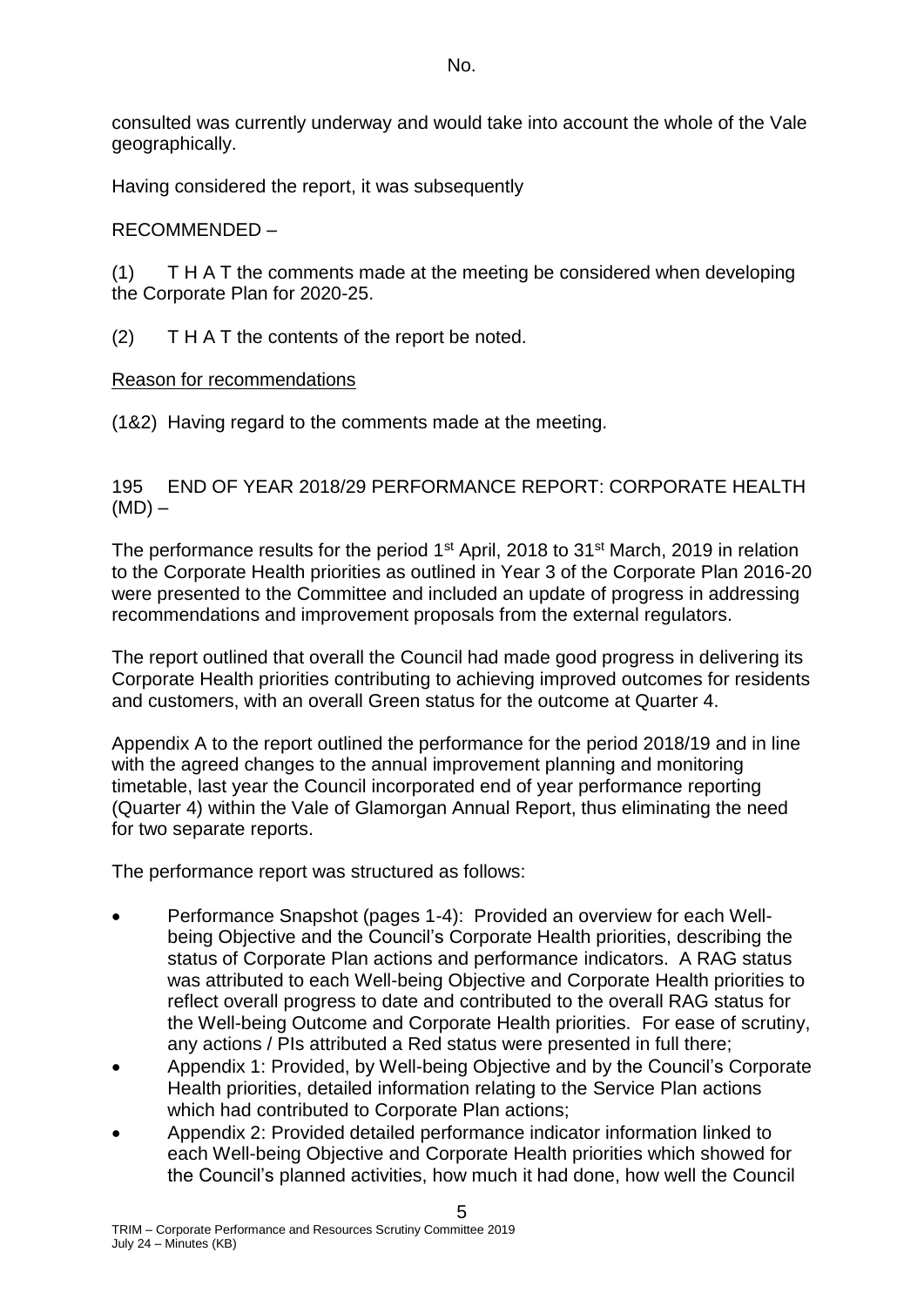consulted was currently underway and would take into account the whole of the Vale geographically.

Having considered the report, it was subsequently

RECOMMENDED –

(1) T H A T the comments made at the meeting be considered when developing the Corporate Plan for 2020-25.

(2) T H A T the contents of the report be noted.

Reason for recommendations

(1&2) Having regard to the comments made at the meeting.

195 END OF YEAR 2018/29 PERFORMANCE REPORT: CORPORATE HEALTH (MD) –

The performance results for the period 1st April, 2018 to 31st March, 2019 in relation to the Corporate Health priorities as outlined in Year 3 of the Corporate Plan 2016-20 were presented to the Committee and included an update of progress in addressing recommendations and improvement proposals from the external regulators.

The report outlined that overall the Council had made good progress in delivering its Corporate Health priorities contributing to achieving improved outcomes for residents and customers, with an overall Green status for the outcome at Quarter 4.

Appendix A to the report outlined the performance for the period 2018/19 and in line with the agreed changes to the annual improvement planning and monitoring timetable, last year the Council incorporated end of year performance reporting (Quarter 4) within the Vale of Glamorgan Annual Report, thus eliminating the need for two separate reports.

The performance report was structured as follows:

- Performance Snapshot (pages 1-4): Provided an overview for each Well-being Objective and the Council's Corporate Health priorities, describing the status of Corporate Plan actions and performance indicators. A RAG status was attributed to each Well-being Objective and Corporate Health priorities to reflect overall progress to date and contributed to the overall RAG status for the Well-being Outcome and Corporate Health priorities. For ease of scrutiny, any actions / PIs attributed a Red status were presented in full there;
- Appendix 1: Provided, by Well-being Objective and by the Council's Corporate Health priorities, detailed information relating to the Service Plan actions which had contributed to Corporate Plan actions;
- Appendix 2: Provided detailed performance indicator information linked to each Well-being Objective and Corporate Health priorities which showed for the Council's planned activities, how much it had done, how well the Council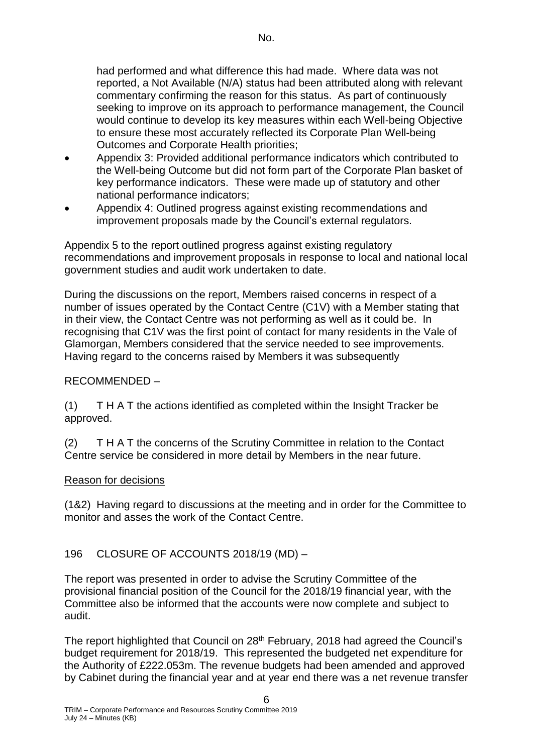had performed and what difference this had made. Where data was not reported, a Not Available (N/A) status had been attributed along with relevant commentary confirming the reason for this status. As part of continuously seeking to improve on its approach to performance management, the Council would continue to develop its key measures within each Well-being Objective to ensure these most accurately reflected its Corporate Plan Well-being Outcomes and Corporate Health priorities;

- Appendix 3: Provided additional performance indicators which contributed to the Well-being Outcome but did not form part of the Corporate Plan basket of key performance indicators. These were made up of statutory and other national performance indicators;
- Appendix 4: Outlined progress against existing recommendations and improvement proposals made by the Council's external regulators.

Appendix 5 to the report outlined progress against existing regulatory recommendations and improvement proposals in response to local and national local government studies and audit work undertaken to date.

During the discussions on the report, Members raised concerns in respect of a number of issues operated by the Contact Centre (C1V) with a Member stating that in their view, the Contact Centre was not performing as well as it could be. In recognising that C1V was the first point of contact for many residents in the Vale of Glamorgan, Members considered that the service needed to see improvements. Having regard to the concerns raised by Members it was subsequently

RECOMMENDED –

(1) T H A T the actions identified as completed within the Insight Tracker be approved.

(2) T H A T the concerns of the Scrutiny Committee in relation to the Contact Centre service be considered in more detail by Members in the near future.

<u>Reason for decisions</u>

(1&2) Having regard to discussions at the meeting and in order for the Committee to monitor and asses the work of the Contact Centre.

196 CLOSURE OF ACCOUNTS 2018/19 (MD) –

The report was presented in order to advise the Scrutiny Committee of the provisional financial position of the Council for the 2018/19 financial year, with the Committee also be informed that the accounts were now complete and subject to audit.

The report highlighted that Council on 28th February, 2018 had agreed the Council's budget requirement for 2018/19. This represented the budgeted net expenditure for the Authority of £222.053m. The revenue budgets had been amended and approved by Cabinet during the financial year and at year end there was a net revenue transfer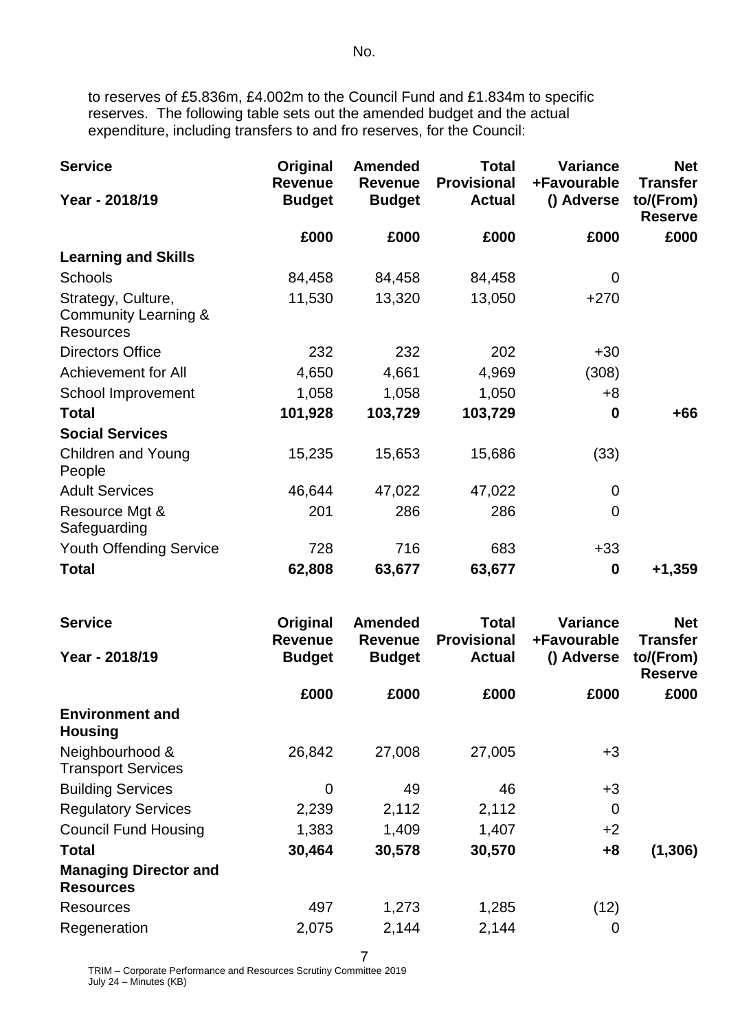to reserves of £5.836m, £4.002m to the Council Fund and £1.834m to specific reserves. The following table sets out the amended budget and the actual expenditure, including transfers to and fro reserves, for the Council:

| Service<br>Year - 2018/19 | Original Revenue Budget | Amended Revenue Budget | Total Provisional Actual | Variance +Favourable () Adverse | Net Transfer to/(From) Reserve |
|---|---|---|---|---|---|
| | £000 | £000 | £000 | £000 | £000 |
| **Learning and Skills** | | | | | |
| Schools | 84,458 | 84,458 | 84,458 | 0 | |
| Strategy, Culture, Community Learning & Resources | 11,530 | 13,320 | 13,050 | +270 | |
| Directors Office | 232 | 232 | 202 | +30 | |
| Achievement for All | 4,650 | 4,661 | 4,969 | (308) | |
| School Improvement | 1,058 | 1,058 | 1,050 | +8 | |
| **Total** | **101,928** | **103,729** | **103,729** | **0** | **+66** |
| **Social Services** | | | | | |
| Children and Young People | 15,235 | 15,653 | 15,686 | (33) | |
| Adult Services | 46,644 | 47,022 | 47,022 | 0 | |
| Resource Mgt & Safeguarding | 201 | 286 | 286 | 0 | |
| Youth Offending Service | 728 | 716 | 683 | +33 | |
| **Total** | **62,808** | **63,677** | **63,677** | **0** | **+1,359** |
| **Environment and Housing** | | | | | |
| Neighbourhood & Transport Services | 26,842 | 27,008 | 27,005 | +3 | |
| Building Services | 0 | 49 | 46 | +3 | |
| Regulatory Services | 2,239 | 2,112 | 2,112 | 0 | |
| Council Fund Housing | 1,383 | 1,409 | 1,407 | +2 | |
| **Total** | **30,464** | **30,578** | **30,570** | **+8** | **(1,306)** |
| **Managing Director and Resources** | | | | | |
| Resources | 497 | 1,273 | 1,285 | (12) | |
| Regeneration | 2,075 | 2,144 | 2,144 | 0 | |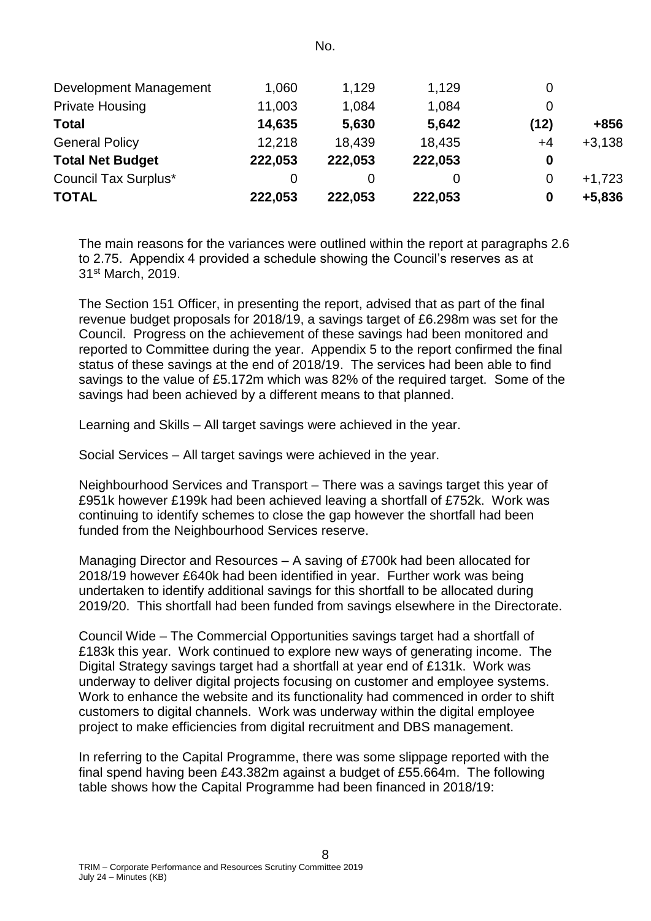| No. | | | | | |
|---|---|---|---|---|---|
| Development Management | 1,060 | 1,129 | 1,129 | 0 | |
| Private Housing | 11,003 | 1,084 | 1,084 | 0 | |
| **Total** | **14,635** | **5,630** | **5,642** | **(12)** | **+856** |
| General Policy | 12,218 | 18,439 | 18,435 | +4 | +3,138 |
| **Total Net Budget** | **222,053** | **222,053** | **222,053** | **0** | |
| Council Tax Surplus* | 0 | 0 | 0 | 0 | +1,723 |
| **TOTAL** | **222,053** | **222,053** | **222,053** | **0** | **+5,836** |

The main reasons for the variances were outlined within the report at paragraphs 2.6 to 2.75. Appendix 4 provided a schedule showing the Council's reserves as at 31st March, 2019.

The Section 151 Officer, in presenting the report, advised that as part of the final revenue budget proposals for 2018/19, a savings target of £6.298m was set for the Council. Progress on the achievement of these savings had been monitored and reported to Committee during the year. Appendix 5 to the report confirmed the final status of these savings at the end of 2018/19. The services had been able to find savings to the value of £5.172m which was 82% of the required target. Some of the savings had been achieved by a different means to that planned.

Learning and Skills – All target savings were achieved in the year.

Social Services – All target savings were achieved in the year.

Neighbourhood Services and Transport – There was a savings target this year of £951k however £199k had been achieved leaving a shortfall of £752k. Work was continuing to identify schemes to close the gap however the shortfall had been funded from the Neighbourhood Services reserve.

Managing Director and Resources – A saving of £700k had been allocated for 2018/19 however £640k had been identified in year. Further work was being undertaken to identify additional savings for this shortfall to be allocated during 2019/20. This shortfall had been funded from savings elsewhere in the Directorate.

Council Wide – The Commercial Opportunities savings target had a shortfall of £183k this year. Work continued to explore new ways of generating income. The Digital Strategy savings target had a shortfall at year end of £131k. Work was underway to deliver digital projects focusing on customer and employee systems. Work to enhance the website and its functionality had commenced in order to shift customers to digital channels. Work was underway within the digital employee project to make efficiencies from digital recruitment and DBS management.

In referring to the Capital Programme, there was some slippage reported with the final spend having been £43.382m against a budget of £55.664m. The following table shows how the Capital Programme had been financed in 2018/19: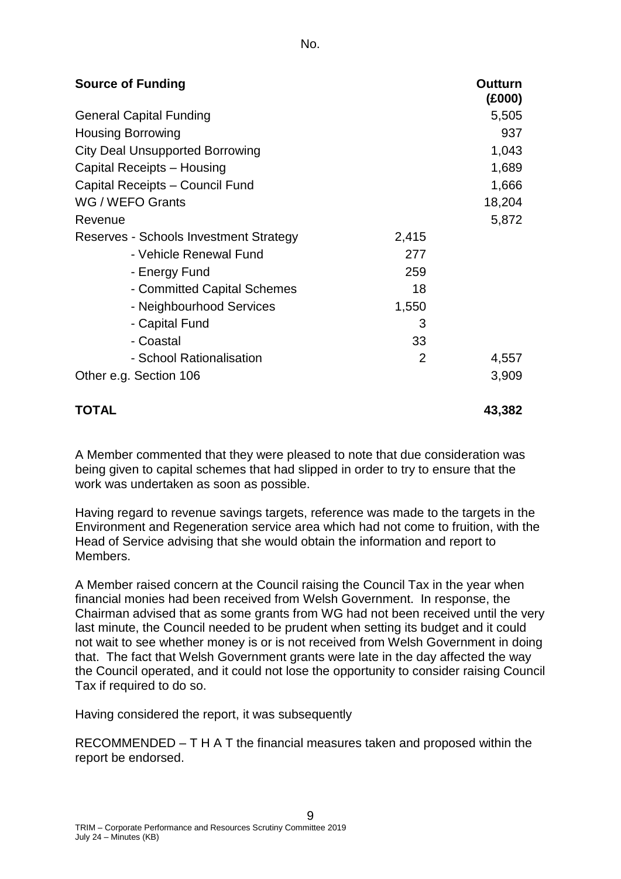No.

| Source of Funding | | Outturn (£000) |
|---|---|---|
| General Capital Funding | | 5,505 |
| Housing Borrowing | | 937 |
| City Deal Unsupported Borrowing | | 1,043 |
| Capital Receipts – Housing | | 1,689 |
| Capital Receipts – Council Fund | | 1,666 |
| WG / WEFO Grants | | 18,204 |
| Revenue | | 5,872 |
| Reserves - Schools Investment Strategy | 2,415 | |
| - Vehicle Renewal Fund | 277 | |
| - Energy Fund | 259 | |
| - Committed Capital Schemes | 18 | |
| - Neighbourhood Services | 1,550 | |
| - Capital Fund | 3 | |
| - Coastal | 33 | |
| - School Rationalisation | 2 | 4,557 |
| Other e.g. Section 106 | | 3,909 |
| **TOTAL** | | **43,382** |

A Member commented that they were pleased to note that due consideration was being given to capital schemes that had slipped in order to try to ensure that the work was undertaken as soon as possible.

Having regard to revenue savings targets, reference was made to the targets in the Environment and Regeneration service area which had not come to fruition, with the Head of Service advising that she would obtain the information and report to Members.

A Member raised concern at the Council raising the Council Tax in the year when financial monies had been received from Welsh Government. In response, the Chairman advised that as some grants from WG had not been received until the very last minute, the Council needed to be prudent when setting its budget and it could not wait to see whether money is or is not received from Welsh Government in doing that. The fact that Welsh Government grants were late in the day affected the way the Council operated, and it could not lose the opportunity to consider raising Council Tax if required to do so.

Having considered the report, it was subsequently

RECOMMENDED – T H A T the financial measures taken and proposed within the report be endorsed.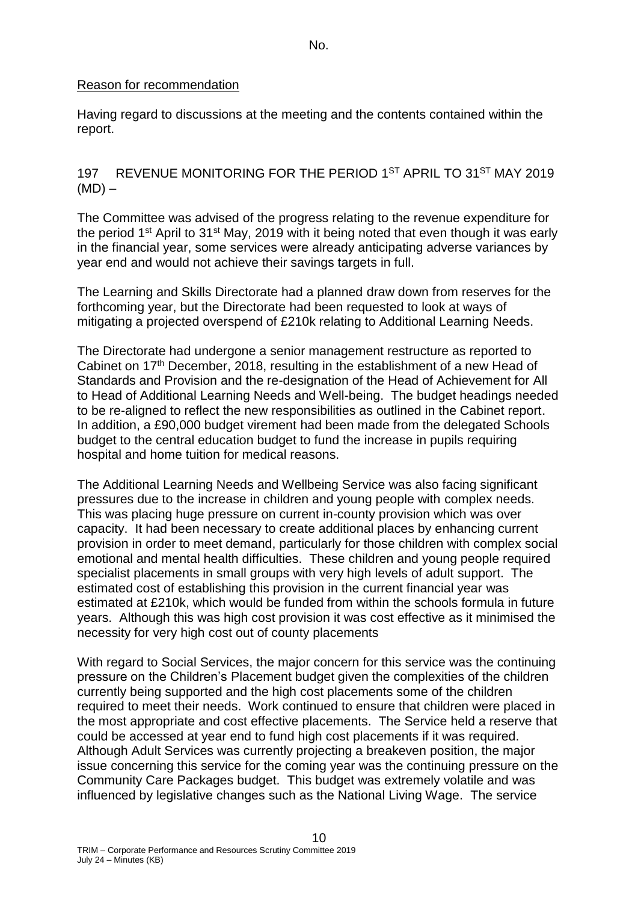No.

Reason for recommendation

Having regard to discussions at the meeting and the contents contained within the report.

197 REVENUE MONITORING FOR THE PERIOD 1ST APRIL TO 31ST MAY 2019 (MD) –

The Committee was advised of the progress relating to the revenue expenditure for the period 1st April to 31st May, 2019 with it being noted that even though it was early in the financial year, some services were already anticipating adverse variances by year end and would not achieve their savings targets in full.

The Learning and Skills Directorate had a planned draw down from reserves for the forthcoming year, but the Directorate had been requested to look at ways of mitigating a projected overspend of £210k relating to Additional Learning Needs.

The Directorate had undergone a senior management restructure as reported to Cabinet on 17th December, 2018, resulting in the establishment of a new Head of Standards and Provision and the re-designation of the Head of Achievement for All to Head of Additional Learning Needs and Well-being. The budget headings needed to be re-aligned to reflect the new responsibilities as outlined in the Cabinet report. In addition, a £90,000 budget virement had been made from the delegated Schools budget to the central education budget to fund the increase in pupils requiring hospital and home tuition for medical reasons.

The Additional Learning Needs and Wellbeing Service was also facing significant pressures due to the increase in children and young people with complex needs. This was placing huge pressure on current in-county provision which was over capacity. It had been necessary to create additional places by enhancing current provision in order to meet demand, particularly for those children with complex social emotional and mental health difficulties. These children and young people required specialist placements in small groups with very high levels of adult support. The estimated cost of establishing this provision in the current financial year was estimated at £210k, which would be funded from within the schools formula in future years. Although this was high cost provision it was cost effective as it minimised the necessity for very high cost out of county placements

With regard to Social Services, the major concern for this service was the continuing pressure on the Children's Placement budget given the complexities of the children currently being supported and the high cost placements some of the children required to meet their needs. Work continued to ensure that children were placed in the most appropriate and cost effective placements. The Service held a reserve that could be accessed at year end to fund high cost placements if it was required. Although Adult Services was currently projecting a breakeven position, the major issue concerning this service for the coming year was the continuing pressure on the Community Care Packages budget. This budget was extremely volatile and was influenced by legislative changes such as the National Living Wage. The service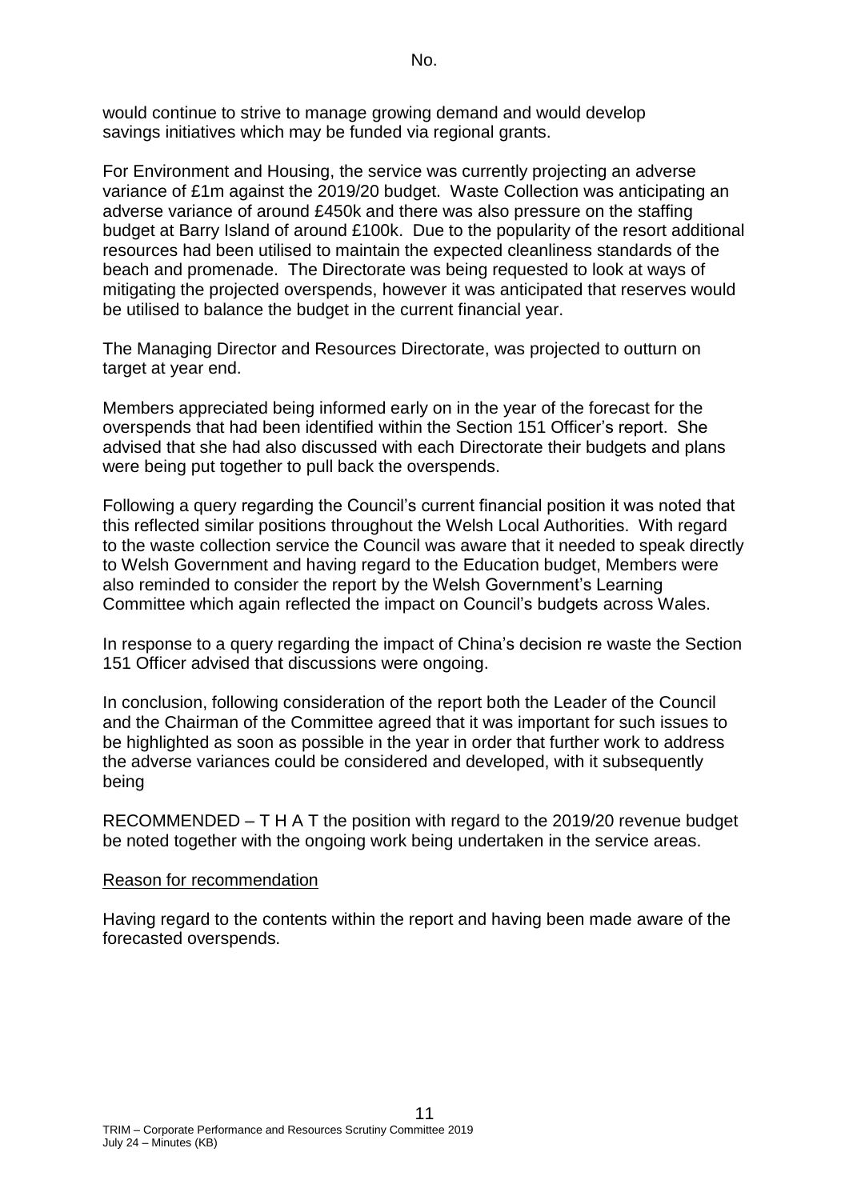would continue to strive to manage growing demand and would develop savings initiatives which may be funded via regional grants.

For Environment and Housing, the service was currently projecting an adverse variance of £1m against the 2019/20 budget. Waste Collection was anticipating an adverse variance of around £450k and there was also pressure on the staffing budget at Barry Island of around £100k. Due to the popularity of the resort additional resources had been utilised to maintain the expected cleanliness standards of the beach and promenade. The Directorate was being requested to look at ways of mitigating the projected overspends, however it was anticipated that reserves would be utilised to balance the budget in the current financial year.

The Managing Director and Resources Directorate, was projected to outturn on target at year end.

Members appreciated being informed early on in the year of the forecast for the overspends that had been identified within the Section 151 Officer's report. She advised that she had also discussed with each Directorate their budgets and plans were being put together to pull back the overspends.

Following a query regarding the Council's current financial position it was noted that this reflected similar positions throughout the Welsh Local Authorities. With regard to the waste collection service the Council was aware that it needed to speak directly to Welsh Government and having regard to the Education budget, Members were also reminded to consider the report by the Welsh Government's Learning Committee which again reflected the impact on Council's budgets across Wales.

In response to a query regarding the impact of China's decision re waste the Section 151 Officer advised that discussions were ongoing.

In conclusion, following consideration of the report both the Leader of the Council and the Chairman of the Committee agreed that it was important for such issues to be highlighted as soon as possible in the year in order that further work to address the adverse variances could be considered and developed, with it subsequently being

RECOMMENDED – T H A T the position with regard to the 2019/20 revenue budget be noted together with the ongoing work being undertaken in the service areas.

Reason for recommendation

Having regard to the contents within the report and having been made aware of the forecasted overspends.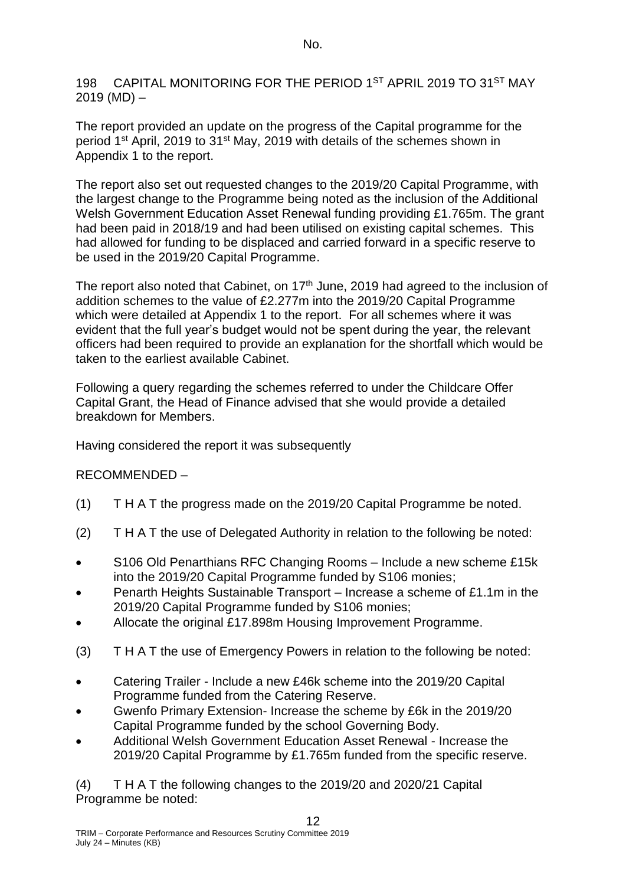198 CAPITAL MONITORING FOR THE PERIOD 1ST APRIL 2019 TO 31ST MAY 2019 (MD) –

The report provided an update on the progress of the Capital programme for the period 1st April, 2019 to 31st May, 2019 with details of the schemes shown in Appendix 1 to the report.

The report also set out requested changes to the 2019/20 Capital Programme, with the largest change to the Programme being noted as the inclusion of the Additional Welsh Government Education Asset Renewal funding providing £1.765m. The grant had been paid in 2018/19 and had been utilised on existing capital schemes. This had allowed for funding to be displaced and carried forward in a specific reserve to be used in the 2019/20 Capital Programme.

The report also noted that Cabinet, on 17th June, 2019 had agreed to the inclusion of addition schemes to the value of £2.277m into the 2019/20 Capital Programme which were detailed at Appendix 1 to the report. For all schemes where it was evident that the full year's budget would not be spent during the year, the relevant officers had been required to provide an explanation for the shortfall which would be taken to the earliest available Cabinet.

Following a query regarding the schemes referred to under the Childcare Offer Capital Grant, the Head of Finance advised that she would provide a detailed breakdown for Members.

Having considered the report it was subsequently

RECOMMENDED –

(1) T H A T the progress made on the 2019/20 Capital Programme be noted.

(2) T H A T the use of Delegated Authority in relation to the following be noted:

- S106 Old Penarthians RFC Changing Rooms – Include a new scheme £15k into the 2019/20 Capital Programme funded by S106 monies;
- Penarth Heights Sustainable Transport – Increase a scheme of £1.1m in the 2019/20 Capital Programme funded by S106 monies;
- Allocate the original £17.898m Housing Improvement Programme.

(3) T H A T the use of Emergency Powers in relation to the following be noted:

- Catering Trailer - Include a new £46k scheme into the 2019/20 Capital Programme funded from the Catering Reserve.
- Gwenfo Primary Extension- Increase the scheme by £6k in the 2019/20 Capital Programme funded by the school Governing Body.
- Additional Welsh Government Education Asset Renewal - Increase the 2019/20 Capital Programme by £1.765m funded from the specific reserve.

(4) T H A T the following changes to the 2019/20 and 2020/21 Capital Programme be noted: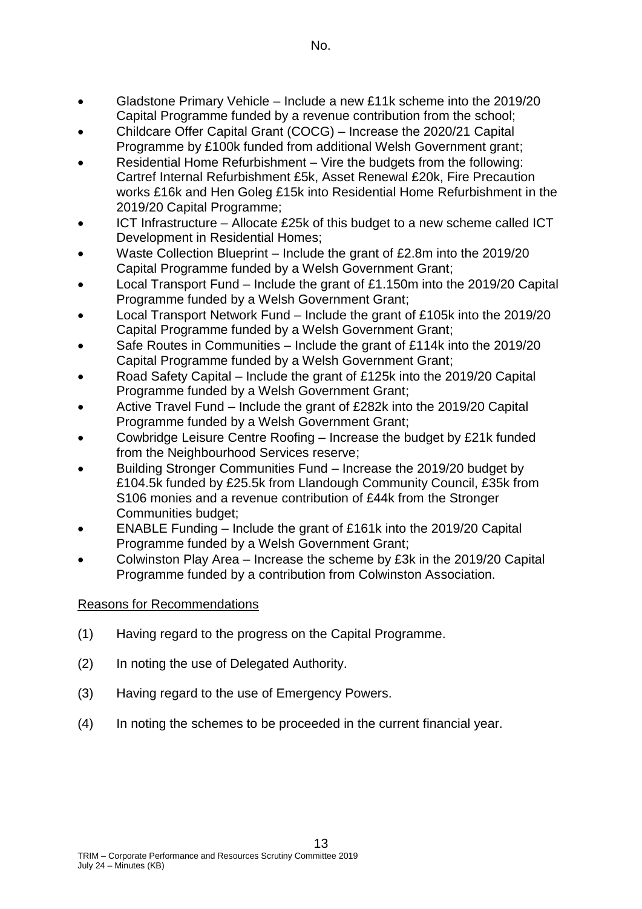- Gladstone Primary Vehicle – Include a new £11k scheme into the 2019/20 Capital Programme funded by a revenue contribution from the school;
- Childcare Offer Capital Grant (COCG) – Increase the 2020/21 Capital Programme by £100k funded from additional Welsh Government grant;
- Residential Home Refurbishment – Vire the budgets from the following: Cartref Internal Refurbishment £5k, Asset Renewal £20k, Fire Precaution works £16k and Hen Goleg £15k into Residential Home Refurbishment in the 2019/20 Capital Programme;
- ICT Infrastructure – Allocate £25k of this budget to a new scheme called ICT Development in Residential Homes;
- Waste Collection Blueprint – Include the grant of £2.8m into the 2019/20 Capital Programme funded by a Welsh Government Grant;
- Local Transport Fund – Include the grant of £1.150m into the 2019/20 Capital Programme funded by a Welsh Government Grant;
- Local Transport Network Fund – Include the grant of £105k into the 2019/20 Capital Programme funded by a Welsh Government Grant;
- Safe Routes in Communities – Include the grant of £114k into the 2019/20 Capital Programme funded by a Welsh Government Grant;
- Road Safety Capital – Include the grant of £125k into the 2019/20 Capital Programme funded by a Welsh Government Grant;
- Active Travel Fund – Include the grant of £282k into the 2019/20 Capital Programme funded by a Welsh Government Grant;
- Cowbridge Leisure Centre Roofing – Increase the budget by £21k funded from the Neighbourhood Services reserve;
- Building Stronger Communities Fund – Increase the 2019/20 budget by £104.5k funded by £25.5k from Llandough Community Council, £35k from S106 monies and a revenue contribution of £44k from the Stronger Communities budget;
- ENABLE Funding – Include the grant of £161k into the 2019/20 Capital Programme funded by a Welsh Government Grant;
- Colwinston Play Area – Increase the scheme by £3k in the 2019/20 Capital Programme funded by a contribution from Colwinston Association.

Reasons for Recommendations

(1) Having regard to the progress on the Capital Programme.

(2) In noting the use of Delegated Authority.

(3) Having regard to the use of Emergency Powers.

(4) In noting the schemes to be proceeded in the current financial year.